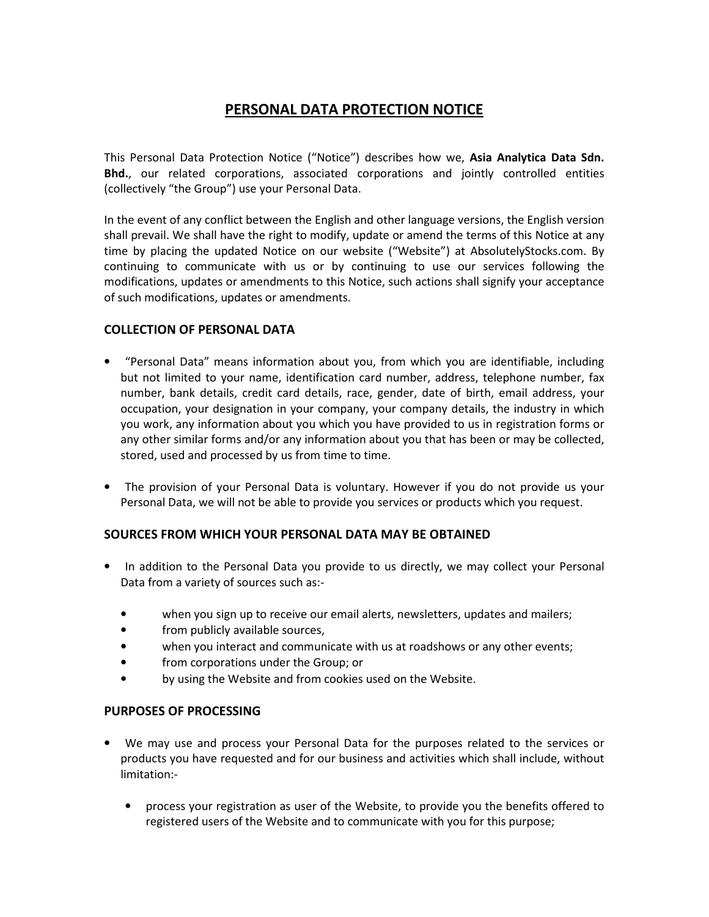# PERSONAL DATA PROTECTION NOTICE

This Personal Data Protection Notice ("Notice") describes how we, **Asia Analytica Data Sdn. Bhd.**, our related corporations, associated corporations and jointly controlled entities (collectively "the Group") use your Personal Data.

In the event of any conflict between the English and other language versions, the English version shall prevail. We shall have the right to modify, update or amend the terms of this Notice at any time by placing the updated Notice on our website ("Website") at AbsolutelyStocks.com. By continuing to communicate with us or by continuing to use our services following the modifications, updates or amendments to this Notice, such actions shall signify your acceptance of such modifications, updates or amendments.

## COLLECTION OF PERSONAL DATA

- "Personal Data" means information about you, from which you are identifiable, including but not limited to your name, identification card number, address, telephone number, fax number, bank details, credit card details, race, gender, date of birth, email address, your occupation, your designation in your company, your company details, the industry in which you work, any information about you which you have provided to us in registration forms or any other similar forms and/or any information about you that has been or may be collected, stored, used and processed by us from time to time.

- The provision of your Personal Data is voluntary. However if you do not provide us your Personal Data, we will not be able to provide you services or products which you request.

## SOURCES FROM WHICH YOUR PERSONAL DATA MAY BE OBTAINED

- In addition to the Personal Data you provide to us directly, we may collect your Personal Data from a variety of sources such as:-
    - when you sign up to receive our email alerts, newsletters, updates and mailers;
    - from publicly available sources,
    - when you interact and communicate with us at roadshows or any other events;
    - from corporations under the Group; or
    - by using the Website and from cookies used on the Website.

## PURPOSES OF PROCESSING

- We may use and process your Personal Data for the purposes related to the services or products you have requested and for our business and activities which shall include, without limitation:-
    - process your registration as user of the Website, to provide you the benefits offered to registered users of the Website and to communicate with you for this purpose;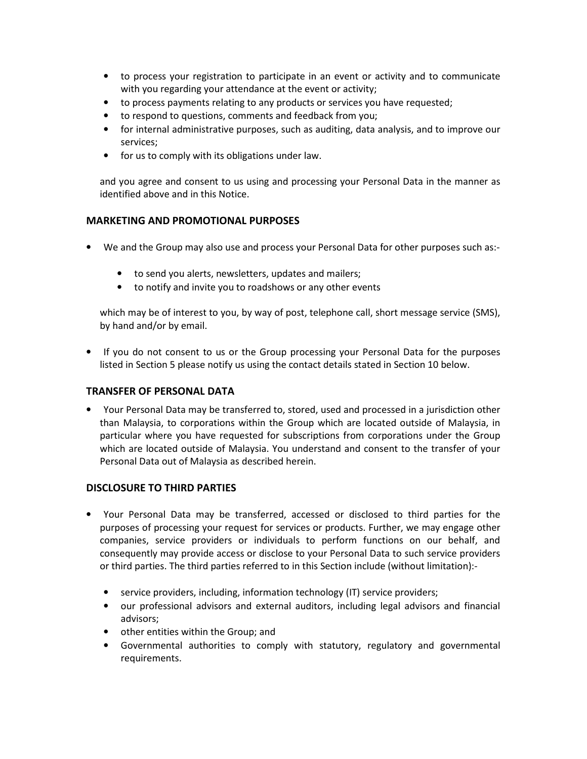- to process your registration to participate in an event or activity and to communicate with you regarding your attendance at the event or activity;
- to process payments relating to any products or services you have requested;
- to respond to questions, comments and feedback from you;
- for internal administrative purposes, such as auditing, data analysis, and to improve our services;
- for us to comply with its obligations under law.

and you agree and consent to us using and processing your Personal Data in the manner as identified above and in this Notice.

## MARKETING AND PROMOTIONAL PURPOSES

- We and the Group may also use and process your Personal Data for other purposes such as:-
  - to send you alerts, newsletters, updates and mailers;
  - to notify and invite you to roadshows or any other events

  which may be of interest to you, by way of post, telephone call, short message service (SMS), by hand and/or by email.

- If you do not consent to us or the Group processing your Personal Data for the purposes listed in Section 5 please notify us using the contact details stated in Section 10 below.

## TRANSFER OF PERSONAL DATA

- Your Personal Data may be transferred to, stored, used and processed in a jurisdiction other than Malaysia, to corporations within the Group which are located outside of Malaysia, in particular where you have requested for subscriptions from corporations under the Group which are located outside of Malaysia. You understand and consent to the transfer of your Personal Data out of Malaysia as described herein.

## DISCLOSURE TO THIRD PARTIES

- Your Personal Data may be transferred, accessed or disclosed to third parties for the purposes of processing your request for services or products. Further, we may engage other companies, service providers or individuals to perform functions on our behalf, and consequently may provide access or disclose to your Personal Data to such service providers or third parties. The third parties referred to in this Section include (without limitation):-
  - service providers, including, information technology (IT) service providers;
  - our professional advisors and external auditors, including legal advisors and financial advisors;
  - other entities within the Group; and
  - Governmental authorities to comply with statutory, regulatory and governmental requirements.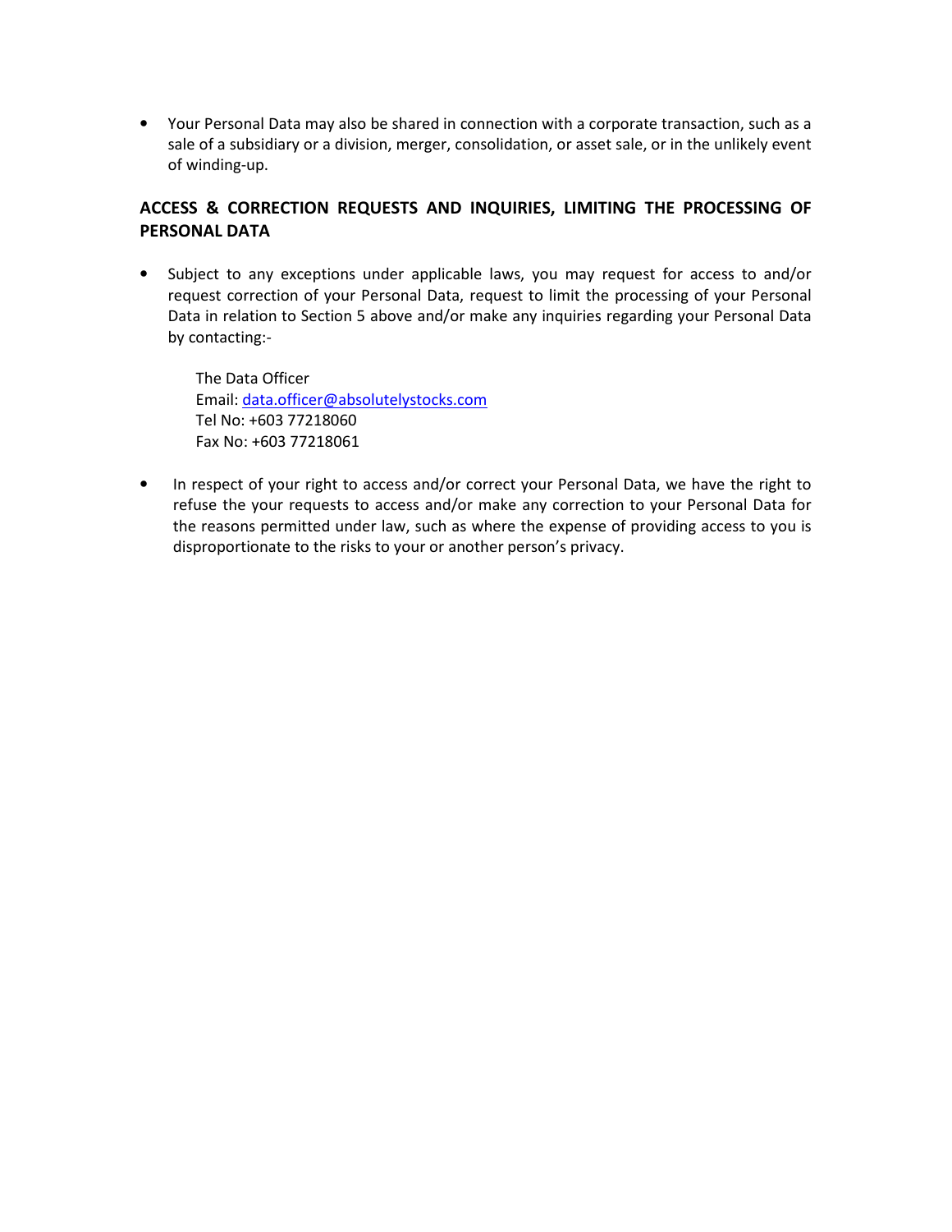- Your Personal Data may also be shared in connection with a corporate transaction, such as a sale of a subsidiary or a division, merger, consolidation, or asset sale, or in the unlikely event of winding-up.

## ACCESS & CORRECTION REQUESTS AND INQUIRIES, LIMITING THE PROCESSING OF PERSONAL DATA

- Subject to any exceptions under applicable laws, you may request for access to and/or request correction of your Personal Data, request to limit the processing of your Personal Data in relation to Section 5 above and/or make any inquiries regarding your Personal Data by contacting:-

  The Data Officer
  Email: data.officer@absolutelystocks.com
  Tel No: +603 77218060
  Fax No: +603 77218061

- In respect of your right to access and/or correct your Personal Data, we have the right to refuse the your requests to access and/or make any correction to your Personal Data for the reasons permitted under law, such as where the expense of providing access to you is disproportionate to the risks to your or another person's privacy.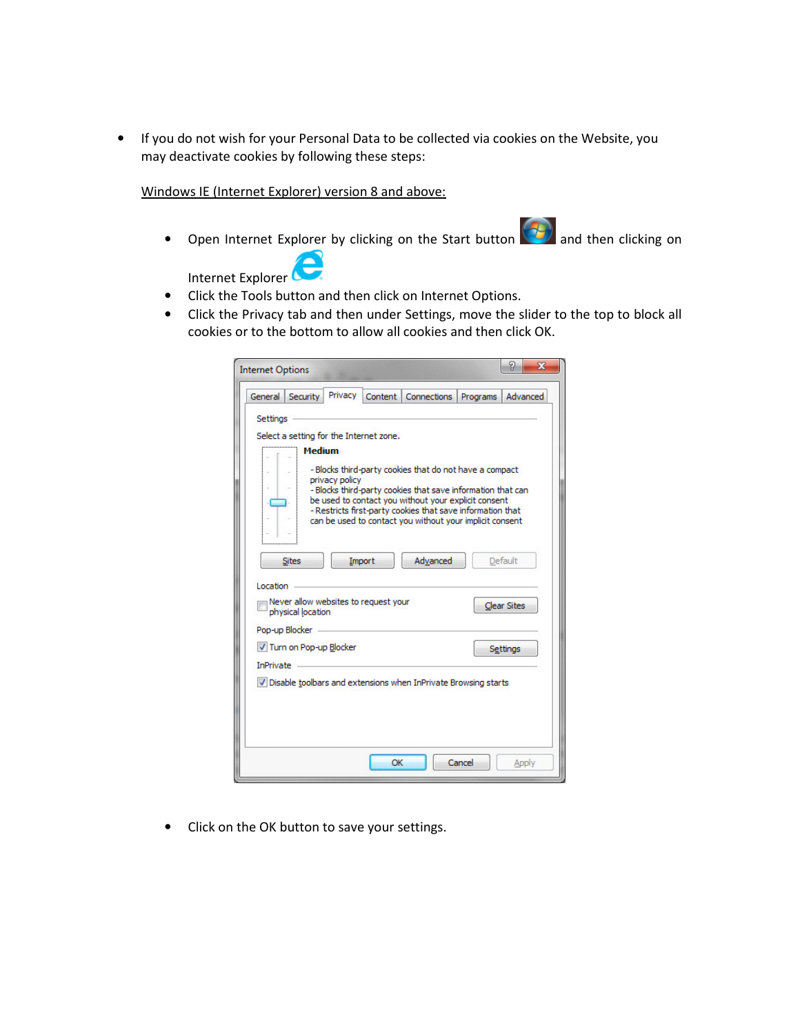- If you do not wish for your Personal Data to be collected via cookies on the Website, you may deactivate cookies by following these steps:

  Windows IE (Internet Explorer) version 8 and above:

  - Open Internet Explorer by clicking on the Start button and then clicking on Internet Explorer
  - Click the Tools button and then click on Internet Options.
  - Click the Privacy tab and then under Settings, move the slider to the top to block all cookies or to the bottom to allow all cookies and then click OK.
  - Click on the OK button to save your settings.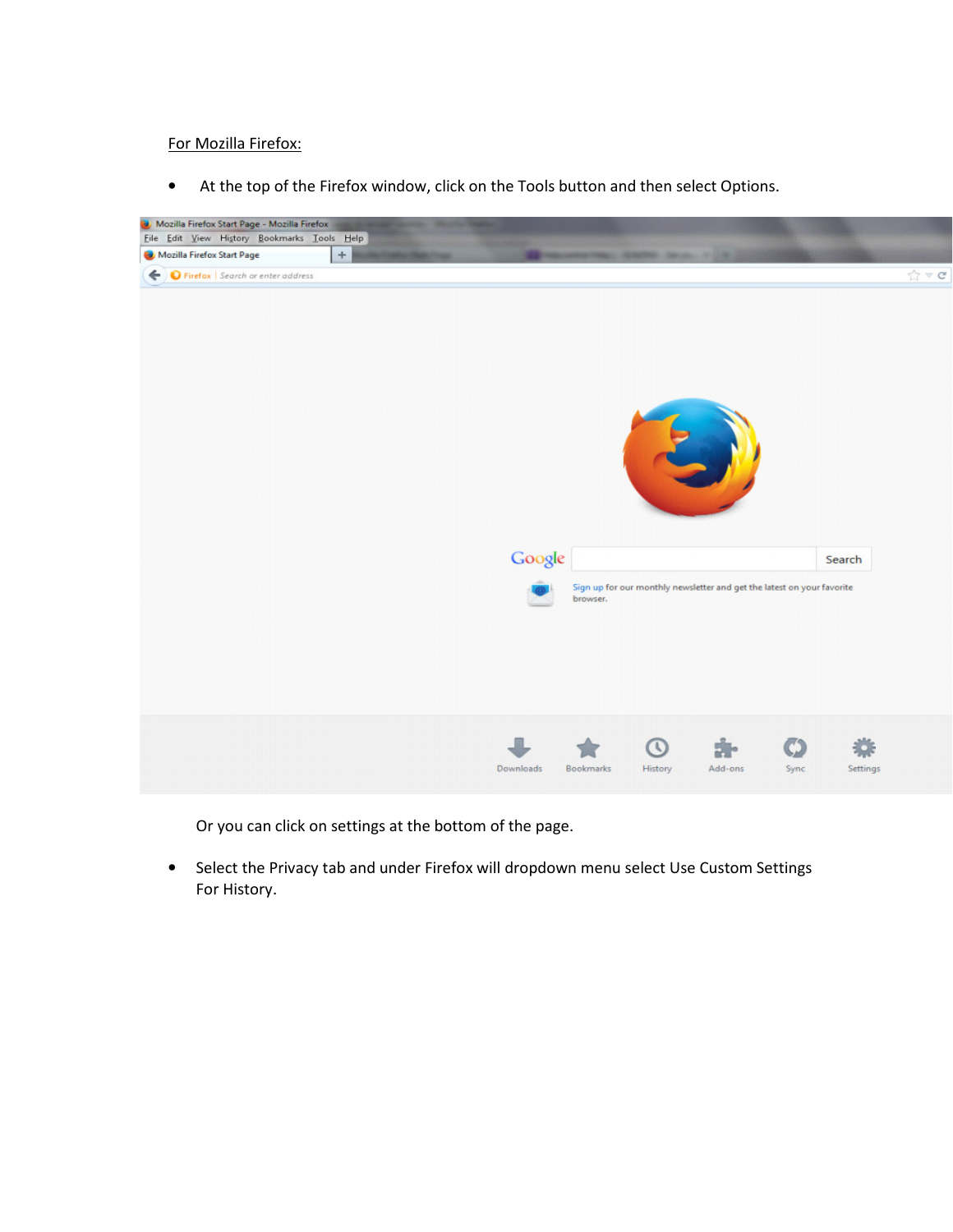For Mozilla Firefox:

- At the top of the Firefox window, click on the Tools button and then select Options.

Or you can click on settings at the bottom of the page.

- Select the Privacy tab and under Firefox will dropdown menu select Use Custom Settings For History.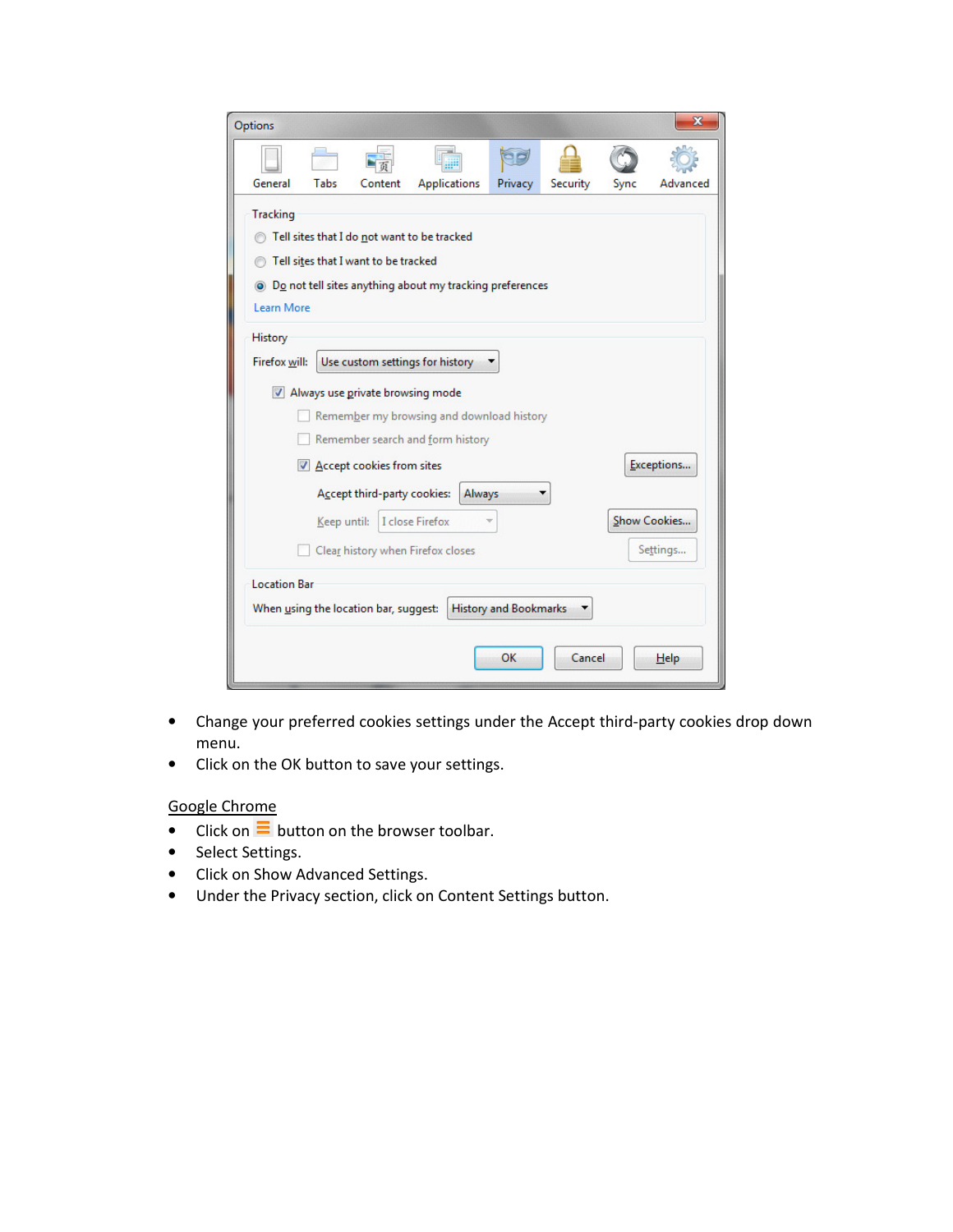- Change your preferred cookies settings under the Accept third-party cookies drop down menu.
- Click on the OK button to save your settings.

Google Chrome

- Click on button on the browser toolbar.
- Select Settings.
- Click on Show Advanced Settings.
- Under the Privacy section, click on Content Settings button.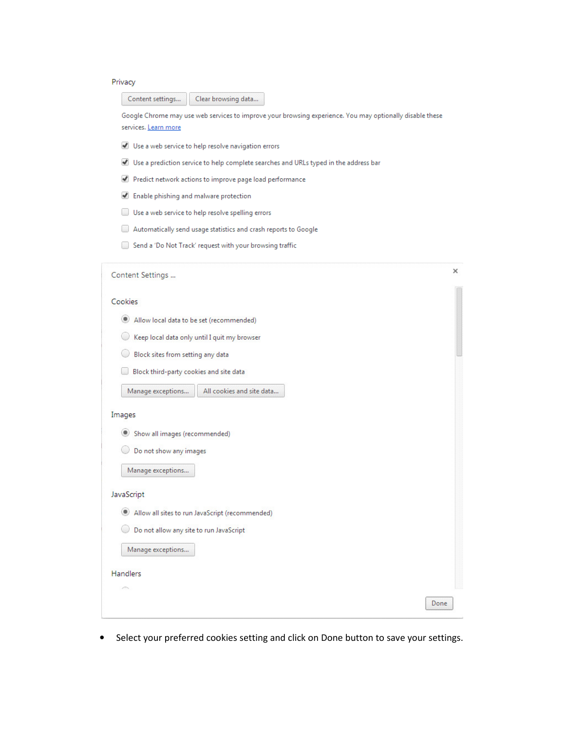Privacy

Content settings... | Clear browsing data...

Google Chrome may use web services to improve your browsing experience. You may optionally disable these services. Learn more

- [x] Use a web service to help resolve navigation errors
- [x] Use a prediction service to help complete searches and URLs typed in the address bar
- [x] Predict network actions to improve page load performance
- [x] Enable phishing and malware protection
- [ ] Use a web service to help resolve spelling errors
- [ ] Automatically send usage statistics and crash reports to Google
- [ ] Send a 'Do Not Track' request with your browsing traffic

Content Settings ...

Cookies

- (•) Allow local data to be set (recommended)
- ( ) Keep local data only until I quit my browser
- ( ) Block sites from setting any data
- [ ] Block third-party cookies and site data

Manage exceptions... | All cookies and site data...

Images

- (•) Show all images (recommended)
- ( ) Do not show any images

Manage exceptions...

JavaScript

- (•) Allow all sites to run JavaScript (recommended)
- ( ) Do not allow any site to run JavaScript

Manage exceptions...

Handlers

Done

- Select your preferred cookies setting and click on Done button to save your settings.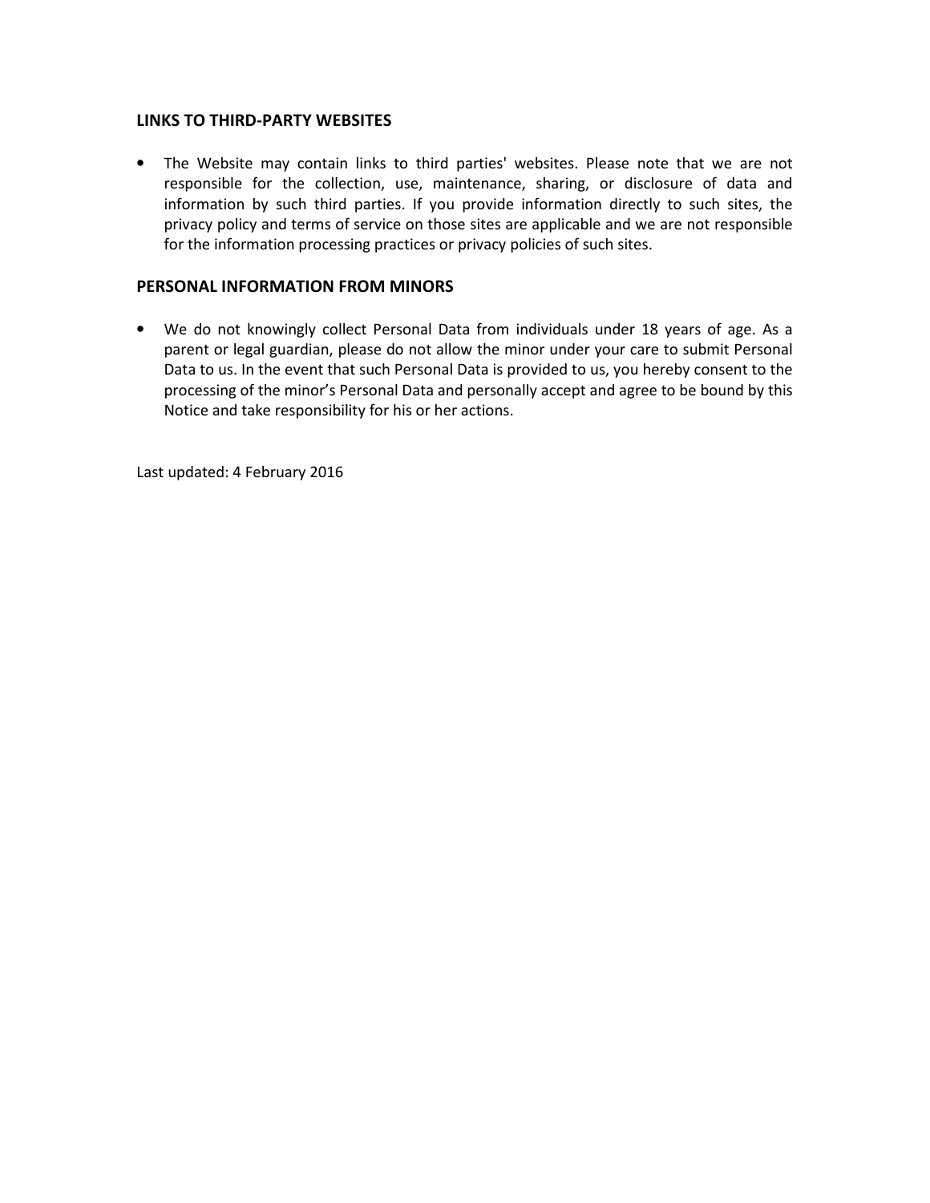## LINKS TO THIRD-PARTY WEBSITES

- The Website may contain links to third parties' websites. Please note that we are not responsible for the collection, use, maintenance, sharing, or disclosure of data and information by such third parties. If you provide information directly to such sites, the privacy policy and terms of service on those sites are applicable and we are not responsible for the information processing practices or privacy policies of such sites.

## PERSONAL INFORMATION FROM MINORS

- We do not knowingly collect Personal Data from individuals under 18 years of age. As a parent or legal guardian, please do not allow the minor under your care to submit Personal Data to us. In the event that such Personal Data is provided to us, you hereby consent to the processing of the minor's Personal Data and personally accept and agree to be bound by this Notice and take responsibility for his or her actions.

Last updated: 4 February 2016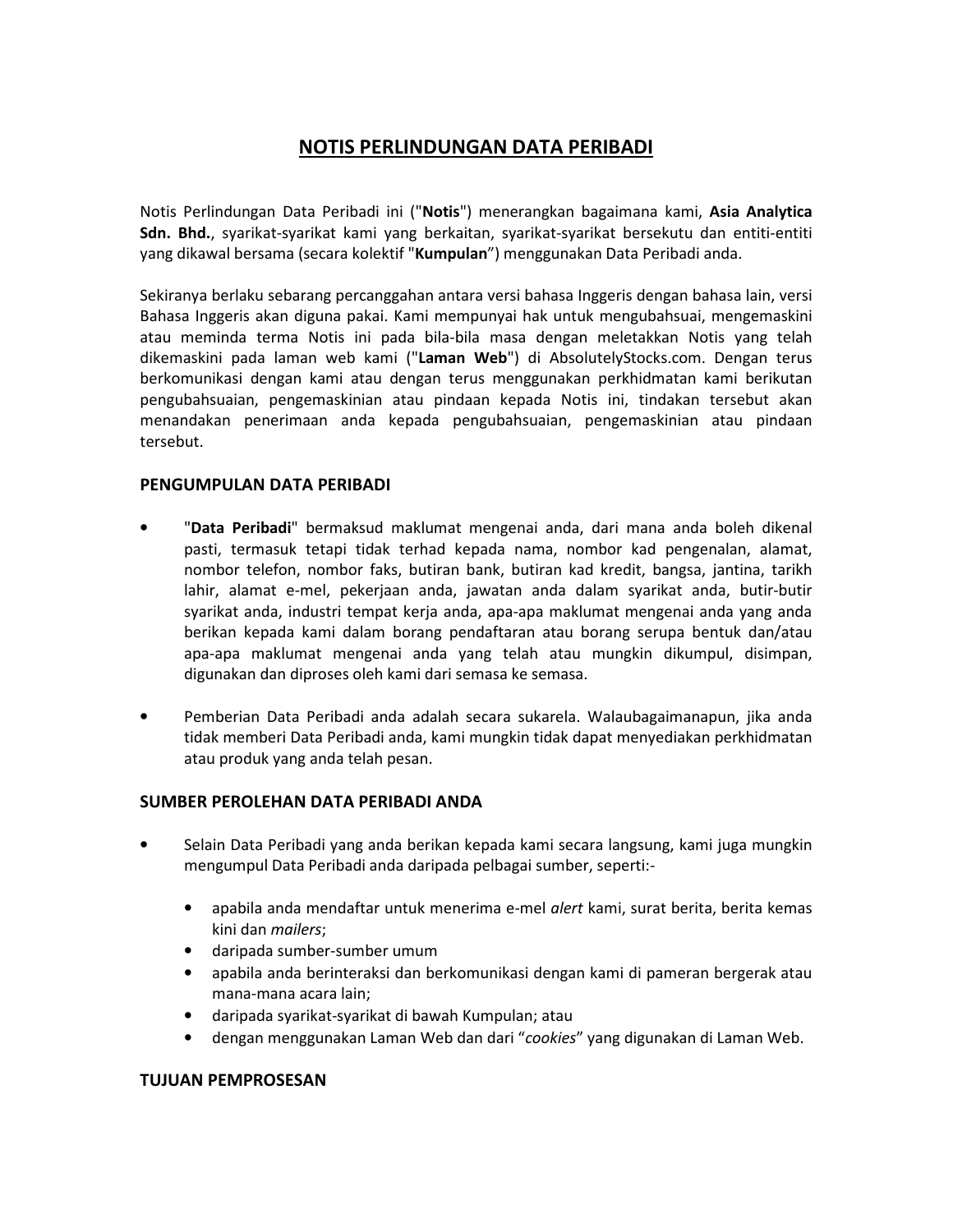# NOTIS PERLINDUNGAN DATA PERIBADI

Notis Perlindungan Data Peribadi ini ("**Notis**") menerangkan bagaimana kami, **Asia Analytica Sdn. Bhd.**, syarikat-syarikat kami yang berkaitan, syarikat-syarikat bersekutu dan entiti-entiti yang dikawal bersama (secara kolektif "**Kumpulan**") menggunakan Data Peribadi anda.

Sekiranya berlaku sebarang percanggahan antara versi bahasa Inggeris dengan bahasa lain, versi Bahasa Inggeris akan diguna pakai. Kami mempunyai hak untuk mengubahsuai, mengemaskini atau meminda terma Notis ini pada bila-bila masa dengan meletakkan Notis yang telah dikemaskini pada laman web kami ("**Laman Web**") di AbsolutelyStocks.com. Dengan terus berkomunikasi dengan kami atau dengan terus menggunakan perkhidmatan kami berikutan pengubahsuaian, pengemaskinian atau pindaan kepada Notis ini, tindakan tersebut akan menandakan penerimaan anda kepada pengubahsuaian, pengemaskinian atau pindaan tersebut.

## PENGUMPULAN DATA PERIBADI

- "**Data Peribadi**" bermaksud maklumat mengenai anda, dari mana anda boleh dikenal pasti, termasuk tetapi tidak terhad kepada nama, nombor kad pengenalan, alamat, nombor telefon, nombor faks, butiran bank, butiran kad kredit, bangsa, jantina, tarikh lahir, alamat e-mel, pekerjaan anda, jawatan anda dalam syarikat anda, butir-butir syarikat anda, industri tempat kerja anda, apa-apa maklumat mengenai anda yang anda berikan kepada kami dalam borang pendaftaran atau borang serupa bentuk dan/atau apa-apa maklumat mengenai anda yang telah atau mungkin dikumpul, disimpan, digunakan dan diproses oleh kami dari semasa ke semasa.

- Pemberian Data Peribadi anda adalah secara sukarela. Walaubagaimanapun, jika anda tidak memberi Data Peribadi anda, kami mungkin tidak dapat menyediakan perkhidmatan atau produk yang anda telah pesan.

## SUMBER PEROLEHAN DATA PERIBADI ANDA

- Selain Data Peribadi yang anda berikan kepada kami secara langsung, kami juga mungkin mengumpul Data Peribadi anda daripada pelbagai sumber, seperti:-
  - apabila anda mendaftar untuk menerima e-mel *alert* kami, surat berita, berita kemas kini dan *mailers*;
  - daripada sumber-sumber umum
  - apabila anda berinteraksi dan berkomunikasi dengan kami di pameran bergerak atau mana-mana acara lain;
  - daripada syarikat-syarikat di bawah Kumpulan; atau
  - dengan menggunakan Laman Web dan dari "*cookies*" yang digunakan di Laman Web.

## TUJUAN PEMPROSESAN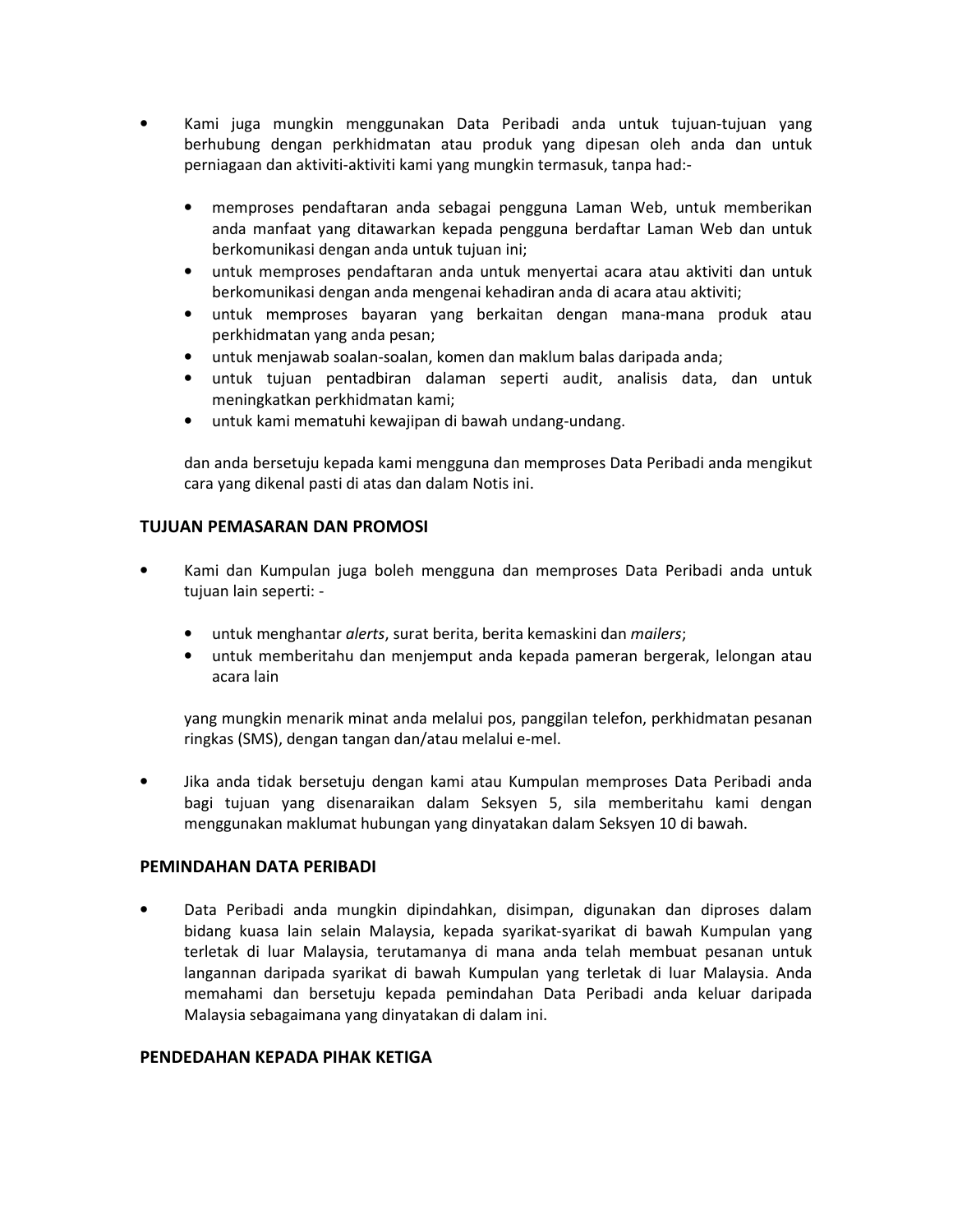- Kami juga mungkin menggunakan Data Peribadi anda untuk tujuan-tujuan yang berhubung dengan perkhidmatan atau produk yang dipesan oleh anda dan untuk perniagaan dan aktiviti-aktiviti kami yang mungkin termasuk, tanpa had:-

  - memproses pendaftaran anda sebagai pengguna Laman Web, untuk memberikan anda manfaat yang ditawarkan kepada pengguna berdaftar Laman Web dan untuk berkomunikasi dengan anda untuk tujuan ini;
  - untuk memproses pendaftaran anda untuk menyertai acara atau aktiviti dan untuk berkomunikasi dengan anda mengenai kehadiran anda di acara atau aktiviti;
  - untuk memproses bayaran yang berkaitan dengan mana-mana produk atau perkhidmatan yang anda pesan;
  - untuk menjawab soalan-soalan, komen dan maklum balas daripada anda;
  - untuk tujuan pentadbiran dalaman seperti audit, analisis data, dan untuk meningkatkan perkhidmatan kami;
  - untuk kami mematuhi kewajipan di bawah undang-undang.

  dan anda bersetuju kepada kami mengguna dan memproses Data Peribadi anda mengikut cara yang dikenal pasti di atas dan dalam Notis ini.

**TUJUAN PEMASARAN DAN PROMOSI**

- Kami dan Kumpulan juga boleh mengguna dan memproses Data Peribadi anda untuk tujuan lain seperti: -

  - untuk menghantar *alerts*, surat berita, berita kemaskini dan *mailers*;
  - untuk memberitahu dan menjemput anda kepada pameran bergerak, lelongan atau acara lain

  yang mungkin menarik minat anda melalui pos, panggilan telefon, perkhidmatan pesanan ringkas (SMS), dengan tangan dan/atau melalui e-mel.

- Jika anda tidak bersetuju dengan kami atau Kumpulan memproses Data Peribadi anda bagi tujuan yang disenaraikan dalam Seksyen 5, sila memberitahu kami dengan menggunakan maklumat hubungan yang dinyatakan dalam Seksyen 10 di bawah.

**PEMINDAHAN DATA PERIBADI**

- Data Peribadi anda mungkin dipindahkan, disimpan, digunakan dan diproses dalam bidang kuasa lain selain Malaysia, kepada syarikat-syarikat di bawah Kumpulan yang terletak di luar Malaysia, terutamanya di mana anda telah membuat pesanan untuk langannan daripada syarikat di bawah Kumpulan yang terletak di luar Malaysia. Anda memahami dan bersetuju kepada pemindahan Data Peribadi anda keluar daripada Malaysia sebagaimana yang dinyatakan di dalam ini.

**PENDEDAHAN KEPADA PIHAK KETIGA**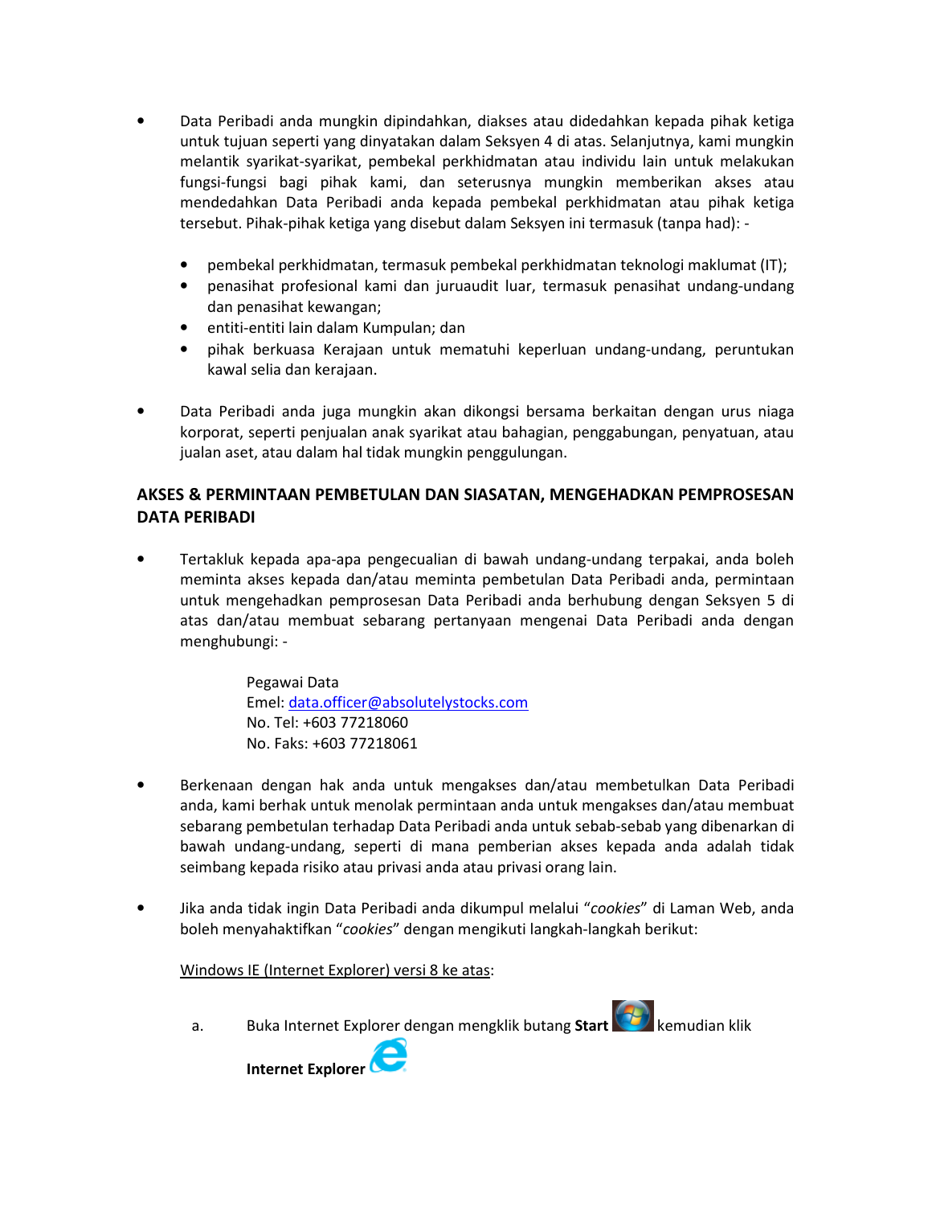- Data Peribadi anda mungkin dipindahkan, diakses atau didedahkan kepada pihak ketiga untuk tujuan seperti yang dinyatakan dalam Seksyen 4 di atas. Selanjutnya, kami mungkin melantik syarikat-syarikat, pembekal perkhidmatan atau individu lain untuk melakukan fungsi-fungsi bagi pihak kami, dan seterusnya mungkin memberikan akses atau mendedahkan Data Peribadi anda kepada pembekal perkhidmatan atau pihak ketiga tersebut. Pihak-pihak ketiga yang disebut dalam Seksyen ini termasuk (tanpa had): -

    - pembekal perkhidmatan, termasuk pembekal perkhidmatan teknologi maklumat (IT);
    - penasihat profesional kami dan juruaudit luar, termasuk penasihat undang-undang dan penasihat kewangan;
    - entiti-entiti lain dalam Kumpulan; dan
    - pihak berkuasa Kerajaan untuk mematuhi keperluan undang-undang, peruntukan kawal selia dan kerajaan.

- Data Peribadi anda juga mungkin akan dikongsi bersama berkaitan dengan urus niaga korporat, seperti penjualan anak syarikat atau bahagian, penggabungan, penyatuan, atau jualan aset, atau dalam hal tidak mungkin penggulungan.

**AKSES & PERMINTAAN PEMBETULAN DAN SIASATAN, MENGEHADKAN PEMPROSESAN DATA PERIBADI**

- Tertakluk kepada apa-apa pengecualian di bawah undang-undang terpakai, anda boleh meminta akses kepada dan/atau meminta pembetulan Data Peribadi anda, permintaan untuk mengehadkan pemprosesan Data Peribadi anda berhubung dengan Seksyen 5 di atas dan/atau membuat sebarang pertanyaan mengenai Data Peribadi anda dengan menghubungi: -

    Pegawai Data
    Emel: data.officer@absolutelystocks.com
    No. Tel: +603 77218060
    No. Faks: +603 77218061

- Berkenaan dengan hak anda untuk mengakses dan/atau membetulkan Data Peribadi anda, kami berhak untuk menolak permintaan anda untuk mengakses dan/atau membuat sebarang pembetulan terhadap Data Peribadi anda untuk sebab-sebab yang dibenarkan di bawah undang-undang, seperti di mana pemberian akses kepada anda adalah tidak seimbang kepada risiko atau privasi anda atau privasi orang lain.

- Jika anda tidak ingin Data Peribadi anda dikumpul melalui "*cookies*" di Laman Web, anda boleh menyahaktifkan "*cookies*" dengan mengikuti langkah-langkah berikut:

    Windows IE (Internet Explorer) versi 8 ke atas:

    a. Buka Internet Explorer dengan mengklik butang **Start** kemudian klik **Internet Explorer**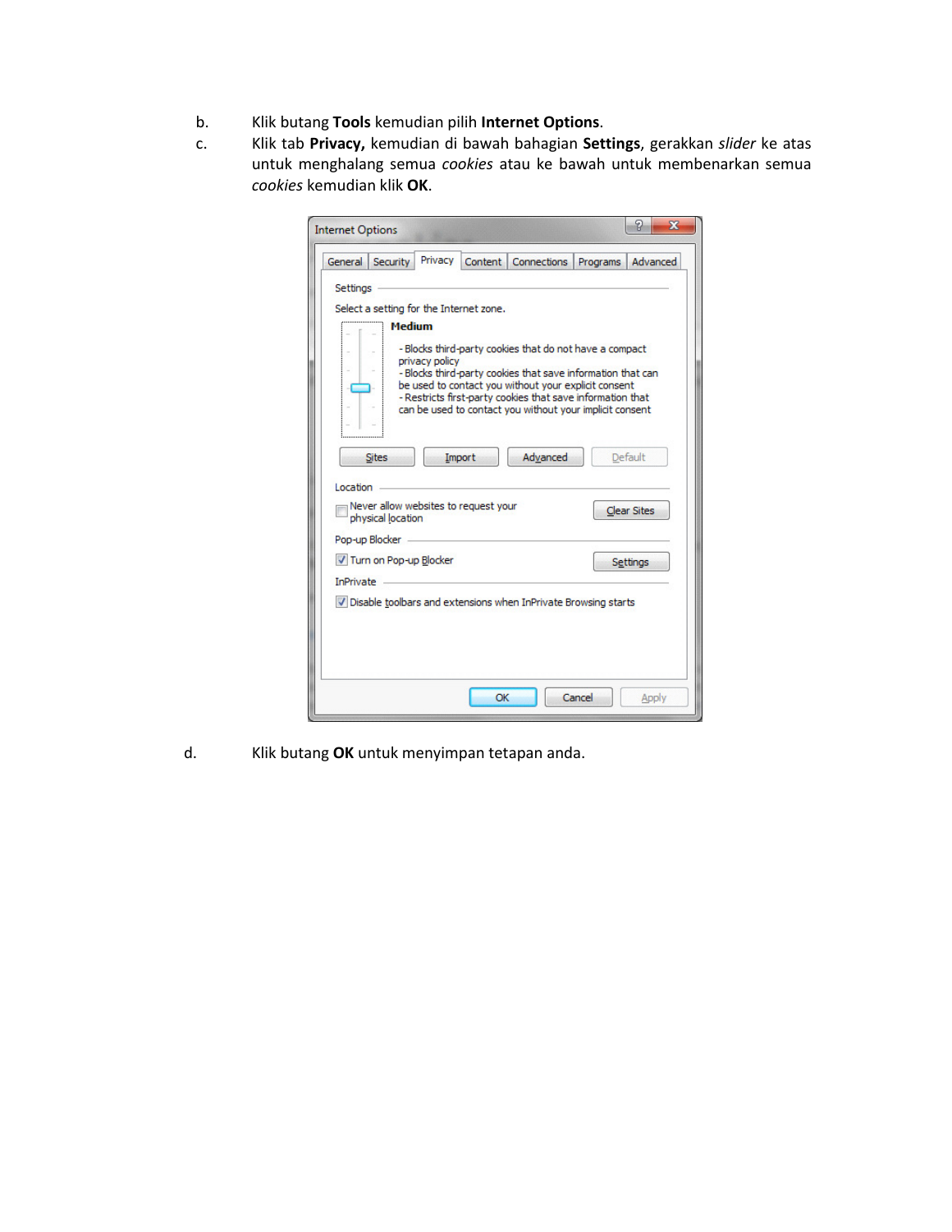b. Klik butang **Tools** kemudian pilih **Internet Options**.

c. Klik tab **Privacy,** kemudian di bawah bahagian **Settings**, gerakkan *slider* ke atas untuk menghalang semua *cookies* atau ke bawah untuk membenarkan semua *cookies* kemudian klik **OK**.

d. Klik butang **OK** untuk menyimpan tetapan anda.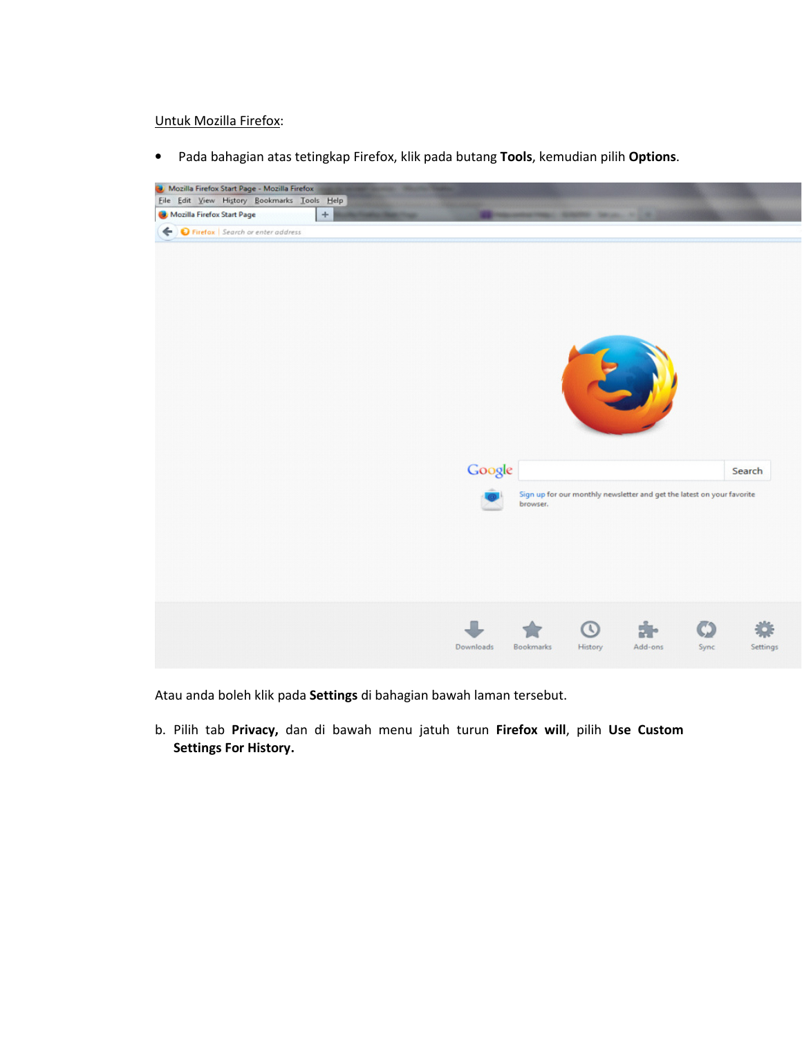Untuk Mozilla Firefox:

- Pada bahagian atas tetingkap Firefox, klik pada butang **Tools**, kemudian pilih **Options**.

Atau anda boleh klik pada **Settings** di bahagian bawah laman tersebut.

b. Pilih tab **Privacy,** dan di bawah menu jatuh turun **Firefox will**, pilih **Use Custom Settings For History.**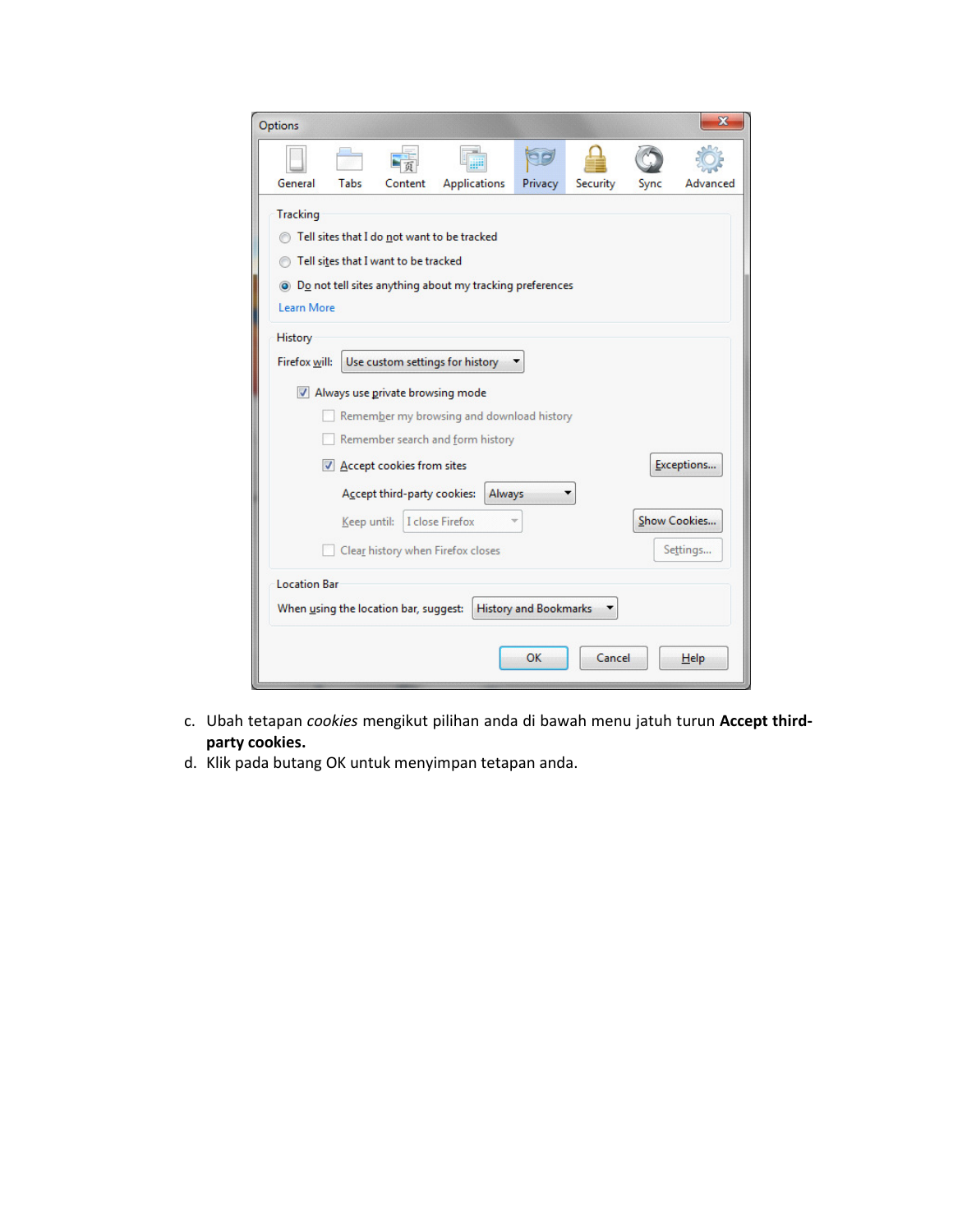c. Ubah tetapan *cookies* mengikut pilihan anda di bawah menu jatuh turun **Accept third-party cookies.**

d. Klik pada butang OK untuk menyimpan tetapan anda.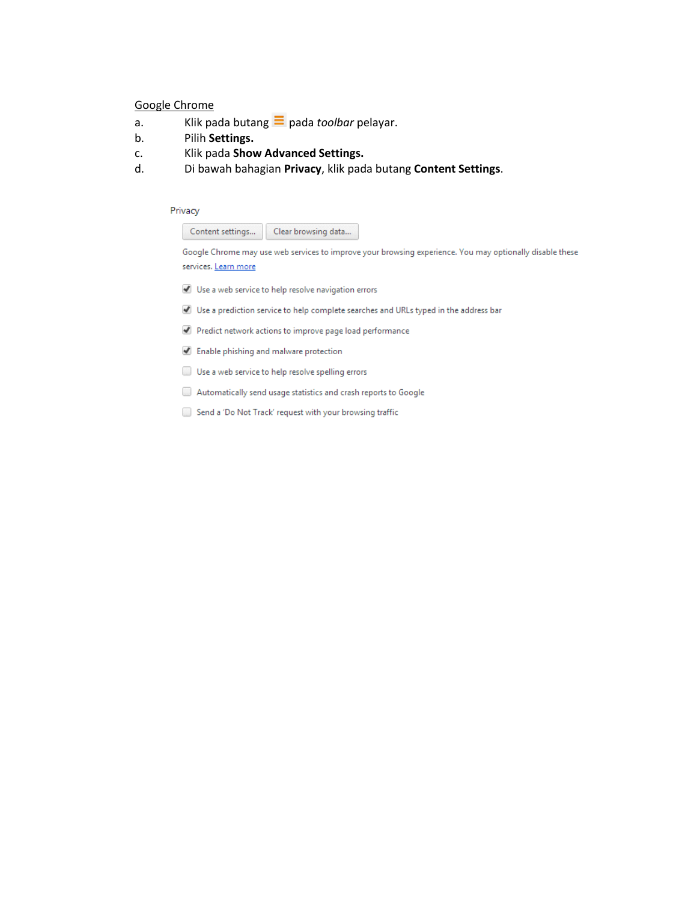Google Chrome

a. Klik pada butang ☰ pada *toolbar* pelayar.
b. Pilih **Settings.**
c. Klik pada **Show Advanced Settings.**
d. Di bawah bahagian **Privacy**, klik pada butang **Content Settings**.

Privacy

Content settings... | Clear browsing data...

Google Chrome may use web services to improve your browsing experience. You may optionally disable these services. Learn more

- [x] Use a web service to help resolve navigation errors
- [x] Use a prediction service to help complete searches and URLs typed in the address bar
- [x] Predict network actions to improve page load performance
- [x] Enable phishing and malware protection
- [ ] Use a web service to help resolve spelling errors
- [ ] Automatically send usage statistics and crash reports to Google
- [ ] Send a 'Do Not Track' request with your browsing traffic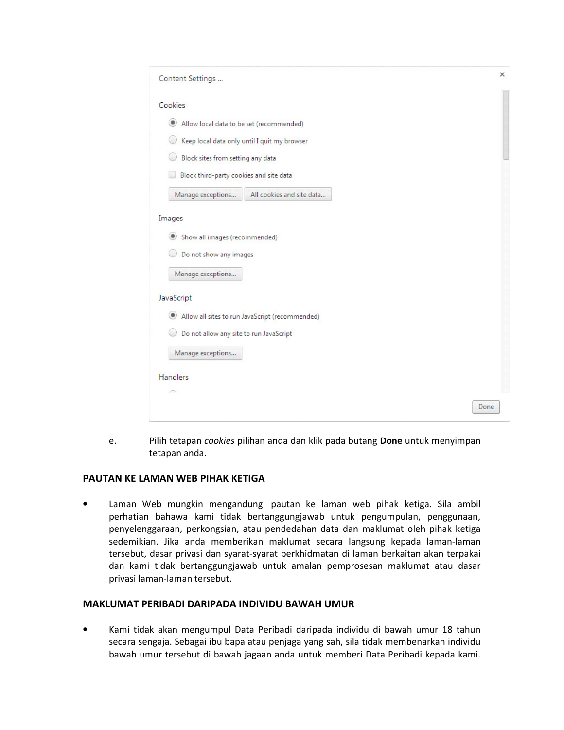Content Settings ...

Cookies

- Allow local data to be set (recommended)
- Keep local data only until I quit my browser
- Block sites from setting any data
- Block third-party cookies and site data

Manage exceptions... | All cookies and site data...

Images

- Show all images (recommended)
- Do not show any images

Manage exceptions...

JavaScript

- Allow all sites to run JavaScript (recommended)
- Do not allow any site to run JavaScript

Manage exceptions...

Handlers

Done

e. Pilih tetapan *cookies* pilihan anda dan klik pada butang **Done** untuk menyimpan tetapan anda.

**PAUTAN KE LAMAN WEB PIHAK KETIGA**

- Laman Web mungkin mengandungi pautan ke laman web pihak ketiga. Sila ambil perhatian bahawa kami tidak bertanggungjawab untuk pengumpulan, penggunaan, penyelenggaraan, perkongsian, atau pendedahan data dan maklumat oleh pihak ketiga sedemikian. Jika anda memberikan maklumat secara langsung kepada laman-laman tersebut, dasar privasi dan syarat-syarat perkhidmatan di laman berkaitan akan terpakai dan kami tidak bertanggungjawab untuk amalan pemprosesan maklumat atau dasar privasi laman-laman tersebut.

**MAKLUMAT PERIBADI DARIPADA INDIVIDU BAWAH UMUR**

- Kami tidak akan mengumpul Data Peribadi daripada individu di bawah umur 18 tahun secara sengaja. Sebagai ibu bapa atau penjaga yang sah, sila tidak membenarkan individu bawah umur tersebut di bawah jagaan anda untuk memberi Data Peribadi kepada kami.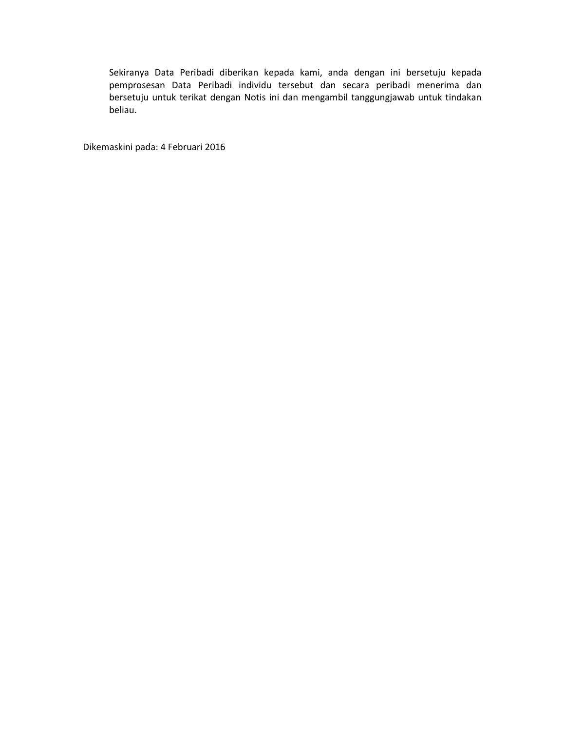Sekiranya Data Peribadi diberikan kepada kami, anda dengan ini bersetuju kepada pemprosesan Data Peribadi individu tersebut dan secara peribadi menerima dan bersetuju untuk terikat dengan Notis ini dan mengambil tanggungjawab untuk tindakan beliau.

Dikemaskini pada: 4 Februari 2016